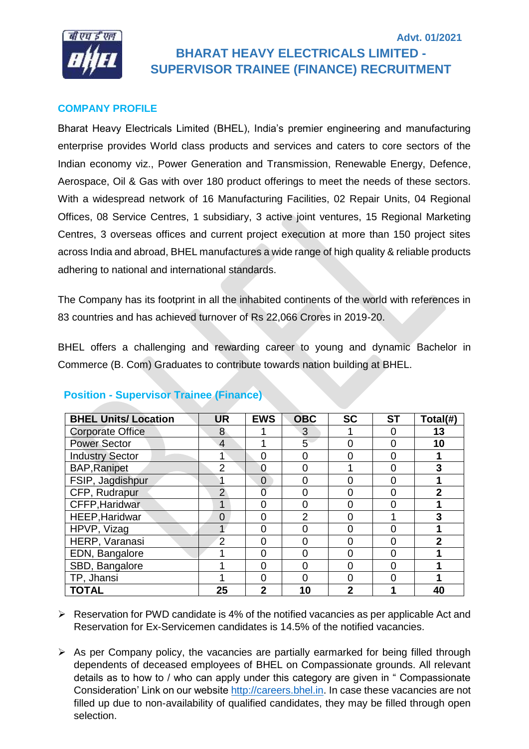Advt. 01/2021

# BHARAT HEAVY ELECTRICALS LIMITED - SUPERVISOR TRAINEE (FINANCE) RECRUITMENT

## COMPANY PROFILE

Bharat Heavy Electricals Limited (BHEL), India's premier engineering and manufacturing enterprise provides World class products and services and caters to core sectors of the Indian economy viz., Power Generation and Transmission, Renewable Energy, Defence, Aerospace, Oil & Gas with over 180 product offerings to meet the needs of these sectors. With a widespread network of 16 Manufacturing Facilities, 02 Repair Units, 04 Regional Offices, 08 Service Centres, 1 subsidiary, 3 active joint ventures, 15 Regional Marketing Centres, 3 overseas offices and current project execution at more than 150 project sites across India and abroad, BHEL manufactures a wide range of high quality & reliable products adhering to national and international standards.

The Company has its footprint in all the inhabited continents of the world with references in 83 countries and has achieved turnover of Rs 22,066 Crores in 2019-20.

BHEL offers a challenging and rewarding career to young and dynamic Bachelor in Commerce (B. Com) Graduates to contribute towards nation building at BHEL.

## Position - Supervisor Trainee (Finance)

| BHEL Units/ Location | UR | EWS | OBC | SC | ST | Total(#) |
|---|---|---|---|---|---|---|
| Corporate Office | 8 | 1 | 3 | 1 | 0 | **13** |
| Power Sector | 4 | 1 | 5 | 0 | 0 | **10** |
| Industry Sector | 1 | 0 | 0 | 0 | 0 | **1** |
| BAP,Ranipet | 2 | 0 | 0 | 1 | 0 | **3** |
| FSIP, Jagdishpur | 1 | 0 | 0 | 0 | 0 | **1** |
| CFP, Rudrapur | 2 | 0 | 0 | 0 | 0 | **2** |
| CFFP,Haridwar | 1 | 0 | 0 | 0 | 0 | **1** |
| HEEP,Haridwar | 0 | 0 | 2 | 0 | 1 | **3** |
| HPVP, Vizag | 1 | 0 | 0 | 0 | 0 | **1** |
| HERP, Varanasi | 2 | 0 | 0 | 0 | 0 | **2** |
| EDN, Bangalore | 1 | 0 | 0 | 0 | 0 | **1** |
| SBD, Bangalore | 1 | 0 | 0 | 0 | 0 | **1** |
| TP, Jhansi | 1 | 0 | 0 | 0 | 0 | **1** |
| **TOTAL** | **25** | **2** | **10** | **2** | **1** | **40** |

- Reservation for PWD candidate is 4% of the notified vacancies as per applicable Act and Reservation for Ex-Servicemen candidates is 14.5% of the notified vacancies.
- As per Company policy, the vacancies are partially earmarked for being filled through dependents of deceased employees of BHEL on Compassionate grounds. All relevant details as to how to / who can apply under this category are given in " Compassionate Consideration' Link on our website http://careers.bhel.in. In case these vacancies are not filled up due to non-availability of qualified candidates, they may be filled through open selection.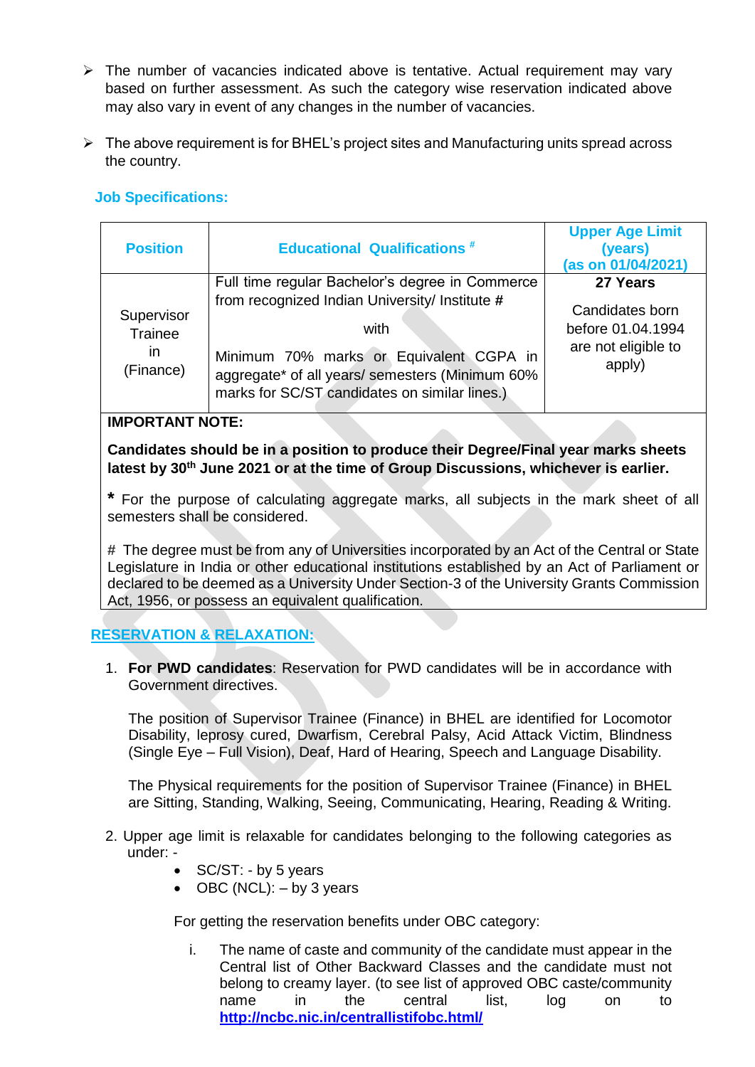- ➢ The number of vacancies indicated above is tentative. Actual requirement may vary based on further assessment. As such the category wise reservation indicated above may also vary in event of any changes in the number of vacancies.

- ➢ The above requirement is for BHEL's project sites and Manufacturing units spread across the country.

## Job Specifications:

| Position | Educational Qualifications # | Upper Age Limit (years) (as on 01/04/2021) |
|---|---|---|
| Supervisor Trainee in (Finance) | Full time regular Bachelor's degree in Commerce from recognized Indian University/ Institute # <br><br> with <br><br> Minimum 70% marks or Equivalent CGPA in aggregate* of all years/ semesters (Minimum 60% marks for SC/ST candidates on similar lines.) | **27 Years** <br><br> Candidates born before 01.04.1994 are not eligible to apply) |

**IMPORTANT NOTE:**

**Candidates should be in a position to produce their Degree/Final year marks sheets latest by 30th June 2021 or at the time of Group Discussions, whichever is earlier.**

**\*** For the purpose of calculating aggregate marks, all subjects in the mark sheet of all semesters shall be considered.

\# The degree must be from any of Universities incorporated by an Act of the Central or State Legislature in India or other educational institutions established by an Act of Parliament or declared to be deemed as a University Under Section-3 of the University Grants Commission Act, 1956, or possess an equivalent qualification.

## RESERVATION & RELAXATION:

1. **For PWD candidates**: Reservation for PWD candidates will be in accordance with Government directives.

   The position of Supervisor Trainee (Finance) in BHEL are identified for Locomotor Disability, leprosy cured, Dwarfism, Cerebral Palsy, Acid Attack Victim, Blindness (Single Eye – Full Vision), Deaf, Hard of Hearing, Speech and Language Disability.

   The Physical requirements for the position of Supervisor Trainee (Finance) in BHEL are Sitting, Standing, Walking, Seeing, Communicating, Hearing, Reading & Writing.

2. Upper age limit is relaxable for candidates belonging to the following categories as under: -
   - SC/ST: - by 5 years
   - OBC (NCL): – by 3 years

   For getting the reservation benefits under OBC category:

   i. The name of caste and community of the candidate must appear in the Central list of Other Backward Classes and the candidate must not belong to creamy layer. (to see list of approved OBC caste/community name in the central list, log on to **http://ncbc.nic.in/centrallistifobc.html/**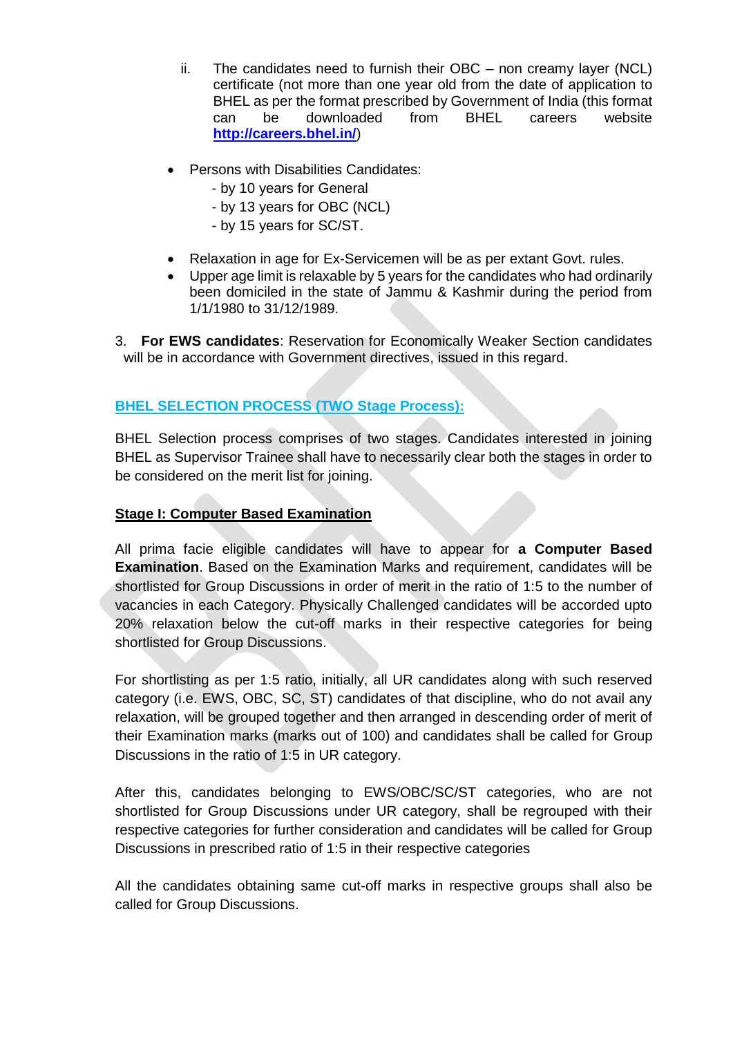ii. The candidates need to furnish their OBC – non creamy layer (NCL) certificate (not more than one year old from the date of application to BHEL as per the format prescribed by Government of India (this format can be downloaded from BHEL careers website **http://careers.bhel.in/**)

- Persons with Disabilities Candidates:
  - by 10 years for General
  - by 13 years for OBC (NCL)
  - by 15 years for SC/ST.

- Relaxation in age for Ex-Servicemen will be as per extant Govt. rules.
- Upper age limit is relaxable by 5 years for the candidates who had ordinarily been domiciled in the state of Jammu & Kashmir during the period from 1/1/1980 to 31/12/1989.

3. **For EWS candidates**: Reservation for Economically Weaker Section candidates will be in accordance with Government directives, issued in this regard.

## BHEL SELECTION PROCESS (TWO Stage Process):

BHEL Selection process comprises of two stages. Candidates interested in joining BHEL as Supervisor Trainee shall have to necessarily clear both the stages in order to be considered on the merit list for joining.

### Stage I: Computer Based Examination

All prima facie eligible candidates will have to appear for **a Computer Based Examination**. Based on the Examination Marks and requirement, candidates will be shortlisted for Group Discussions in order of merit in the ratio of 1:5 to the number of vacancies in each Category. Physically Challenged candidates will be accorded upto 20% relaxation below the cut-off marks in their respective categories for being shortlisted for Group Discussions.

For shortlisting as per 1:5 ratio, initially, all UR candidates along with such reserved category (i.e. EWS, OBC, SC, ST) candidates of that discipline, who do not avail any relaxation, will be grouped together and then arranged in descending order of merit of their Examination marks (marks out of 100) and candidates shall be called for Group Discussions in the ratio of 1:5 in UR category.

After this, candidates belonging to EWS/OBC/SC/ST categories, who are not shortlisted for Group Discussions under UR category, shall be regrouped with their respective categories for further consideration and candidates will be called for Group Discussions in prescribed ratio of 1:5 in their respective categories

All the candidates obtaining same cut-off marks in respective groups shall also be called for Group Discussions.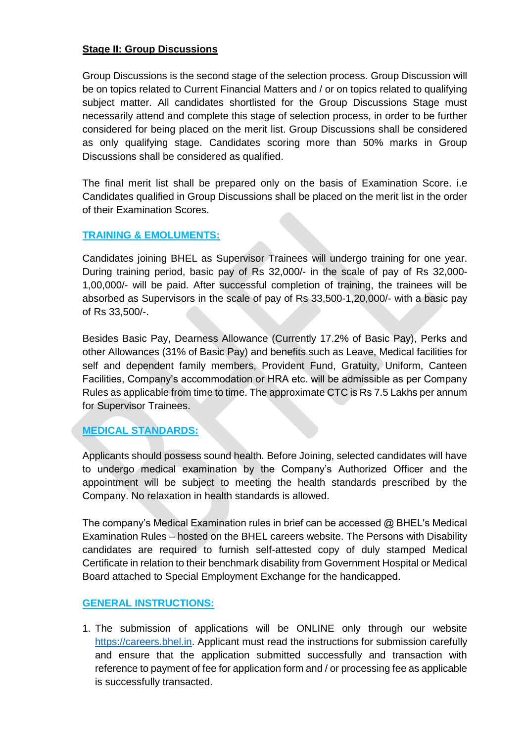**Stage II: Group Discussions**

Group Discussions is the second stage of the selection process. Group Discussion will be on topics related to Current Financial Matters and / or on topics related to qualifying subject matter. All candidates shortlisted for the Group Discussions Stage must necessarily attend and complete this stage of selection process, in order to be further considered for being placed on the merit list. Group Discussions shall be considered as only qualifying stage. Candidates scoring more than 50% marks in Group Discussions shall be considered as qualified.

The final merit list shall be prepared only on the basis of Examination Score. i.e Candidates qualified in Group Discussions shall be placed on the merit list in the order of their Examination Scores.

## TRAINING & EMOLUMENTS:

Candidates joining BHEL as Supervisor Trainees will undergo training for one year. During training period, basic pay of Rs 32,000/- in the scale of pay of Rs 32,000-1,00,000/- will be paid. After successful completion of training, the trainees will be absorbed as Supervisors in the scale of pay of Rs 33,500-1,20,000/- with a basic pay of Rs 33,500/-.

Besides Basic Pay, Dearness Allowance (Currently 17.2% of Basic Pay), Perks and other Allowances (31% of Basic Pay) and benefits such as Leave, Medical facilities for self and dependent family members, Provident Fund, Gratuity, Uniform, Canteen Facilities, Company's accommodation or HRA etc. will be admissible as per Company Rules as applicable from time to time. The approximate CTC is Rs 7.5 Lakhs per annum for Supervisor Trainees.

## MEDICAL STANDARDS:

Applicants should possess sound health. Before Joining, selected candidates will have to undergo medical examination by the Company's Authorized Officer and the appointment will be subject to meeting the health standards prescribed by the Company. No relaxation in health standards is allowed.

The company's Medical Examination rules in brief can be accessed @ BHEL's Medical Examination Rules – hosted on the BHEL careers website. The Persons with Disability candidates are required to furnish self-attested copy of duly stamped Medical Certificate in relation to their benchmark disability from Government Hospital or Medical Board attached to Special Employment Exchange for the handicapped.

## GENERAL INSTRUCTIONS:

1. The submission of applications will be ONLINE only through our website https://careers.bhel.in. Applicant must read the instructions for submission carefully and ensure that the application submitted successfully and transaction with reference to payment of fee for application form and / or processing fee as applicable is successfully transacted.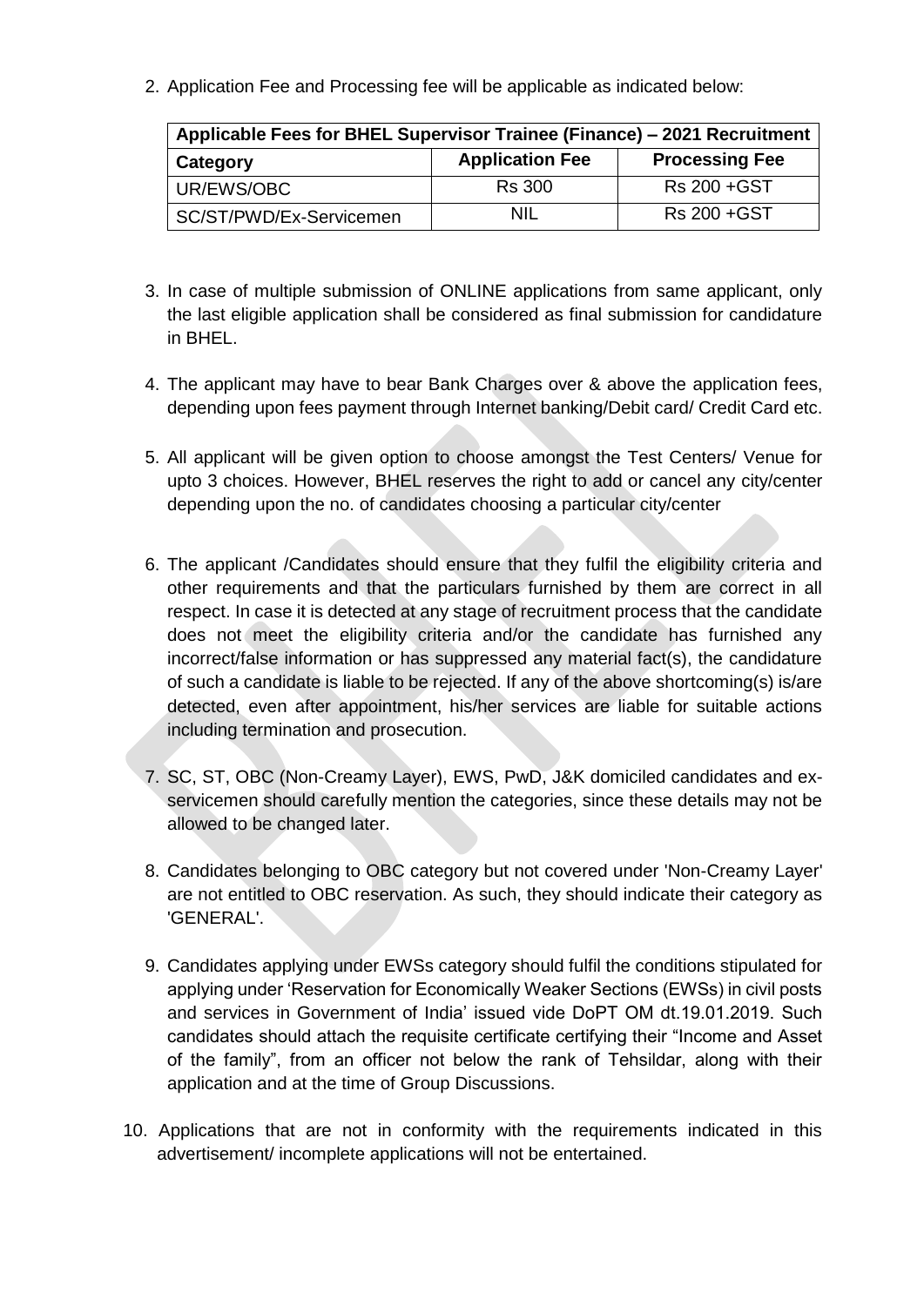2. Application Fee and Processing fee will be applicable as indicated below:

| Applicable Fees for BHEL Supervisor Trainee (Finance) – 2021 Recruitment | | |
|---|---|---|
| **Category** | **Application Fee** | **Processing Fee** |
| UR/EWS/OBC | Rs 300 | Rs 200 +GST |
| SC/ST/PWD/Ex-Servicemen | NIL | Rs 200 +GST |

3. In case of multiple submission of ONLINE applications from same applicant, only the last eligible application shall be considered as final submission for candidature in BHEL.

4. The applicant may have to bear Bank Charges over & above the application fees, depending upon fees payment through Internet banking/Debit card/ Credit Card etc.

5. All applicant will be given option to choose amongst the Test Centers/ Venue for upto 3 choices. However, BHEL reserves the right to add or cancel any city/center depending upon the no. of candidates choosing a particular city/center

6. The applicant /Candidates should ensure that they fulfil the eligibility criteria and other requirements and that the particulars furnished by them are correct in all respect. In case it is detected at any stage of recruitment process that the candidate does not meet the eligibility criteria and/or the candidate has furnished any incorrect/false information or has suppressed any material fact(s), the candidature of such a candidate is liable to be rejected. If any of the above shortcoming(s) is/are detected, even after appointment, his/her services are liable for suitable actions including termination and prosecution.

7. SC, ST, OBC (Non-Creamy Layer), EWS, PwD, J&K domiciled candidates and ex-servicemen should carefully mention the categories, since these details may not be allowed to be changed later.

8. Candidates belonging to OBC category but not covered under 'Non-Creamy Layer' are not entitled to OBC reservation. As such, they should indicate their category as 'GENERAL'.

9. Candidates applying under EWSs category should fulfil the conditions stipulated for applying under 'Reservation for Economically Weaker Sections (EWSs) in civil posts and services in Government of India' issued vide DoPT OM dt.19.01.2019. Such candidates should attach the requisite certificate certifying their "Income and Asset of the family", from an officer not below the rank of Tehsildar, along with their application and at the time of Group Discussions.

10. Applications that are not in conformity with the requirements indicated in this advertisement/ incomplete applications will not be entertained.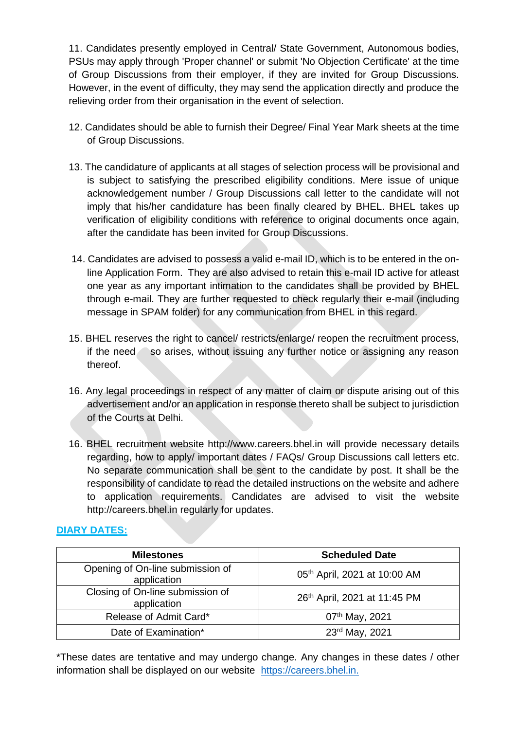11. Candidates presently employed in Central/ State Government, Autonomous bodies, PSUs may apply through 'Proper channel' or submit 'No Objection Certificate' at the time of Group Discussions from their employer, if they are invited for Group Discussions. However, in the event of difficulty, they may send the application directly and produce the relieving order from their organisation in the event of selection.

12. Candidates should be able to furnish their Degree/ Final Year Mark sheets at the time of Group Discussions.

13. The candidature of applicants at all stages of selection process will be provisional and is subject to satisfying the prescribed eligibility conditions. Mere issue of unique acknowledgement number / Group Discussions call letter to the candidate will not imply that his/her candidature has been finally cleared by BHEL. BHEL takes up verification of eligibility conditions with reference to original documents once again, after the candidate has been invited for Group Discussions.

14. Candidates are advised to possess a valid e-mail ID, which is to be entered in the on-line Application Form. They are also advised to retain this e-mail ID active for atleast one year as any important intimation to the candidates shall be provided by BHEL through e-mail. They are further requested to check regularly their e-mail (including message in SPAM folder) for any communication from BHEL in this regard.

15. BHEL reserves the right to cancel/ restricts/enlarge/ reopen the recruitment process, if the need so arises, without issuing any further notice or assigning any reason thereof.

16. Any legal proceedings in respect of any matter of claim or dispute arising out of this advertisement and/or an application in response thereto shall be subject to jurisdiction of the Courts at Delhi.

16. BHEL recruitment website http://www.careers.bhel.in will provide necessary details regarding, how to apply/ important dates / FAQs/ Group Discussions call letters etc. No separate communication shall be sent to the candidate by post. It shall be the responsibility of candidate to read the detailed instructions on the website and adhere to application requirements. Candidates are advised to visit the website http://careers.bhel.in regularly for updates.

## DIARY DATES:

| Milestones | Scheduled Date |
|---|---|
| Opening of On-line submission of application | 05th April, 2021 at 10:00 AM |
| Closing of On-line submission of application | 26th April, 2021 at 11:45 PM |
| Release of Admit Card* | 07th May, 2021 |
| Date of Examination* | 23rd May, 2021 |

*These dates are tentative and may undergo change. Any changes in these dates / other information shall be displayed on our website https://careers.bhel.in.